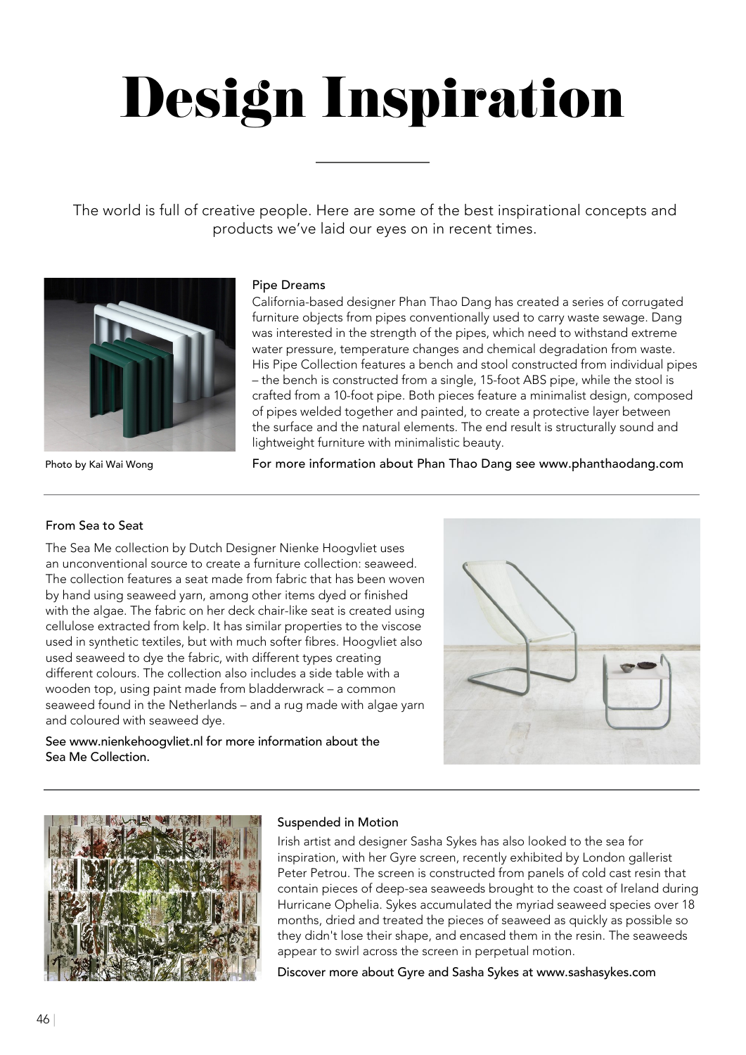# Design Inspiration

The world is full of creative people. Here are some of the best inspirational concepts and products we've laid our eyes on in recent times.

Photo by Kai Wai Wong

### Pipe Dreams

California-based designer Phan Thao Dang has created a series of corrugated furniture objects from pipes conventionally used to carry waste sewage. Dang was interested in the strength of the pipes, which need to withstand extreme water pressure, temperature changes and chemical degradation from waste. His Pipe Collection features a bench and stool constructed from individual pipes – the bench is constructed from a single, 15-foot ABS pipe, while the stool is crafted from a 10-foot pipe. Both pieces feature a minimalist design, composed of pipes welded together and painted, to create a protective layer between the surface and the natural elements. The end result is structurally sound and lightweight furniture with minimalistic beauty.

For more information about Phan Thao Dang see www.phanthaodang.com

---

### From Sea to Seat

The Sea Me collection by Dutch Designer Nienke Hoogvliet uses an unconventional source to create a furniture collection: seaweed. The collection features a seat made from fabric that has been woven by hand using seaweed yarn, among other items dyed or finished with the algae. The fabric on her deck chair-like seat is created using cellulose extracted from kelp. It has similar properties to the viscose used in synthetic textiles, but with much softer fibres. Hoogvliet also used seaweed to dye the fabric, with different types creating different colours. The collection also includes a side table with a wooden top, using paint made from bladderwrack – a common seaweed found in the Netherlands – and a rug made with algae yarn and coloured with seaweed dye.

See www.nienkehoogvliet.nl for more information about the Sea Me Collection.

---

### Suspended in Motion

Irish artist and designer Sasha Sykes has also looked to the sea for inspiration, with her Gyre screen, recently exhibited by London gallerist Peter Petrou. The screen is constructed from panels of cold cast resin that contain pieces of deep-sea seaweeds brought to the coast of Ireland during Hurricane Ophelia. Sykes accumulated the myriad seaweed species over 18 months, dried and treated the pieces of seaweed as quickly as possible so they didn't lose their shape, and encased them in the resin. The seaweeds appear to swirl across the screen in perpetual motion.

Discover more about Gyre and Sasha Sykes at www.sashasykes.com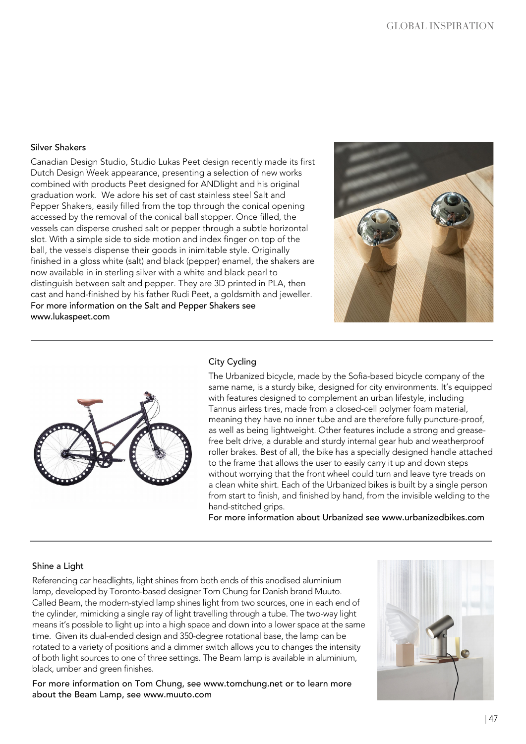### Silver Shakers

Canadian Design Studio, Studio Lukas Peet design recently made its first Dutch Design Week appearance, presenting a selection of new works combined with products Peet designed for ANDlight and his original graduation work.  We adore his set of cast stainless steel Salt and Pepper Shakers, easily filled from the top through the conical opening accessed by the removal of the conical ball stopper. Once filled, the vessels can disperse crushed salt or pepper through a subtle horizontal slot. With a simple side to side motion and index finger on top of the ball, the vessels dispense their goods in inimitable style. Originally finished in a gloss white (salt) and black (pepper) enamel, the shakers are now available in in sterling silver with a white and black pearl to distinguish between salt and pepper. They are 3D printed in PLA, then cast and hand-finished by his father Rudi Peet, a goldsmith and jeweller.
For more information on the Salt and Pepper Shakers see www.lukaspeet.com

### City Cycling

The Urbanized bicycle, made by the Sofia-based bicycle company of the same name, is a sturdy bike, designed for city environments. It's equipped with features designed to complement an urban lifestyle, including Tannus airless tires, made from a closed-cell polymer foam material, meaning they have no inner tube and are therefore fully puncture-proof, as well as being lightweight. Other features include a strong and grease-free belt drive, a durable and sturdy internal gear hub and weatherproof roller brakes. Best of all, the bike has a specially designed handle attached to the frame that allows the user to easily carry it up and down steps without worrying that the front wheel could turn and leave tyre treads on a clean white shirt. Each of the Urbanized bikes is built by a single person from start to finish, and finished by hand, from the invisible welding to the hand-stitched grips.
For more information about Urbanized see www.urbanizedbikes.com

### Shine a Light

Referencing car headlights, light shines from both ends of this anodised aluminium lamp, developed by Toronto-based designer Tom Chung for Danish brand Muuto. Called Beam, the modern-styled lamp shines light from two sources, one in each end of the cylinder, mimicking a single ray of light travelling through a tube. The two-way light means it's possible to light up into a high space and down into a lower space at the same time.  Given its dual-ended design and 350-degree rotational base, the lamp can be rotated to a variety of positions and a dimmer switch allows you to changes the intensity of both light sources to one of three settings. The Beam lamp is available in aluminium, black, umber and green finishes.

For more information on Tom Chung, see www.tomchung.net or to learn more about the Beam Lamp, see www.muuto.com